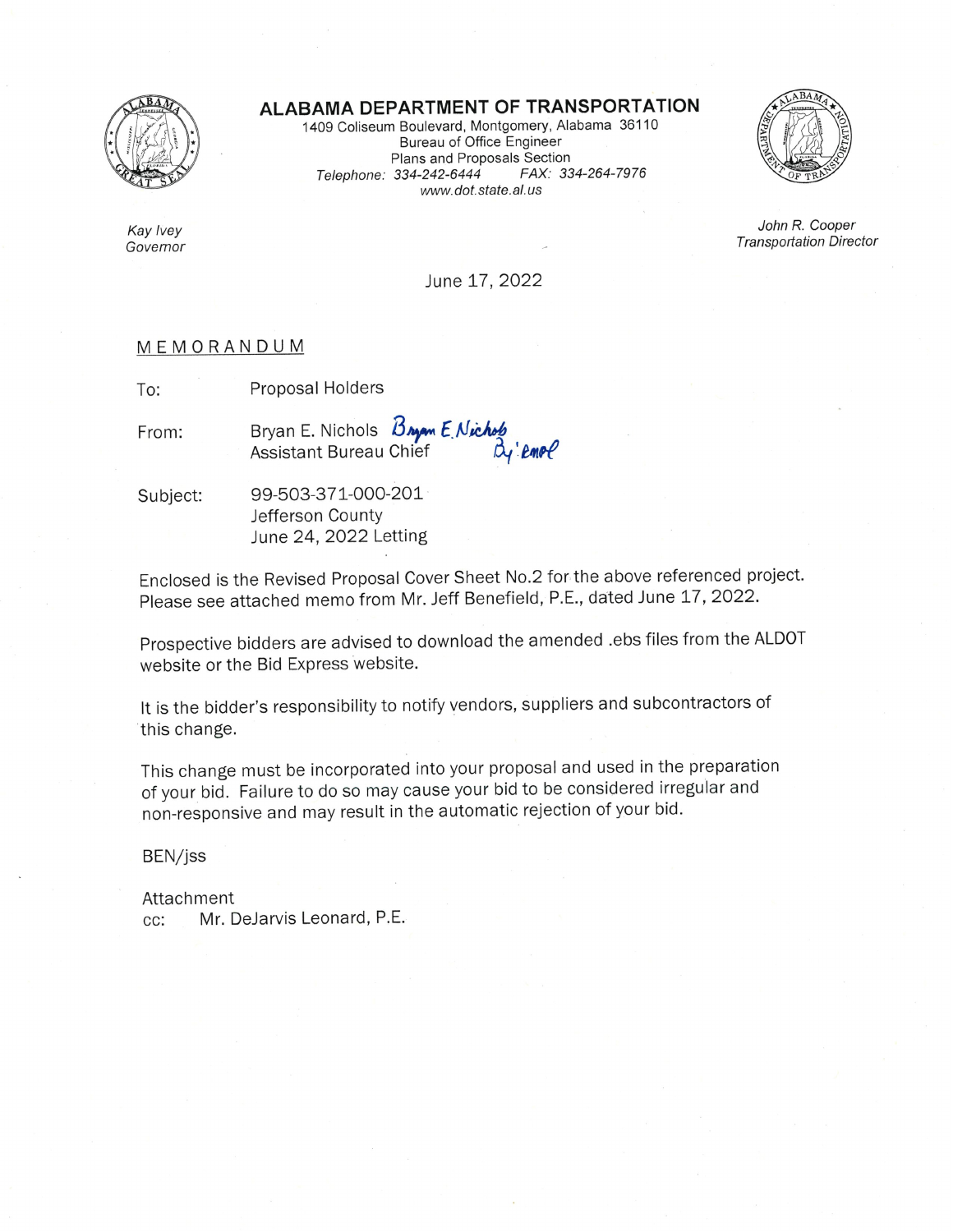# ALABAMA DEPARTMENT OF TRANSPORTATION

1409 Coliseum Boulevard, Montgomery, Alabama 36110
Bureau of Office Engineer
Plans and Proposals Section
*Telephone: 334-242-6444 FAX: 334-264-7976*
*www.dot.state.al.us*

*Kay Ivey*
*Governor*

*John R. Cooper*
*Transportation Director*

June 17, 2022

MEMORANDUM

To: Proposal Holders

From: Bryan E. Nichols *Bryan E. Nichols By email*
Assistant Bureau Chief

Subject: 99-503-371-000-201
Jefferson County
June 24, 2022 Letting

Enclosed is the Revised Proposal Cover Sheet No.2 for the above referenced project. Please see attached memo from Mr. Jeff Benefield, P.E., dated June 17, 2022.

Prospective bidders are advised to download the amended .ebs files from the ALDOT website or the Bid Express website.

It is the bidder's responsibility to notify vendors, suppliers and subcontractors of this change.

This change must be incorporated into your proposal and used in the preparation of your bid. Failure to do so may cause your bid to be considered irregular and non-responsive and may result in the automatic rejection of your bid.

BEN/jss

Attachment
cc: Mr. DeJarvis Leonard, P.E.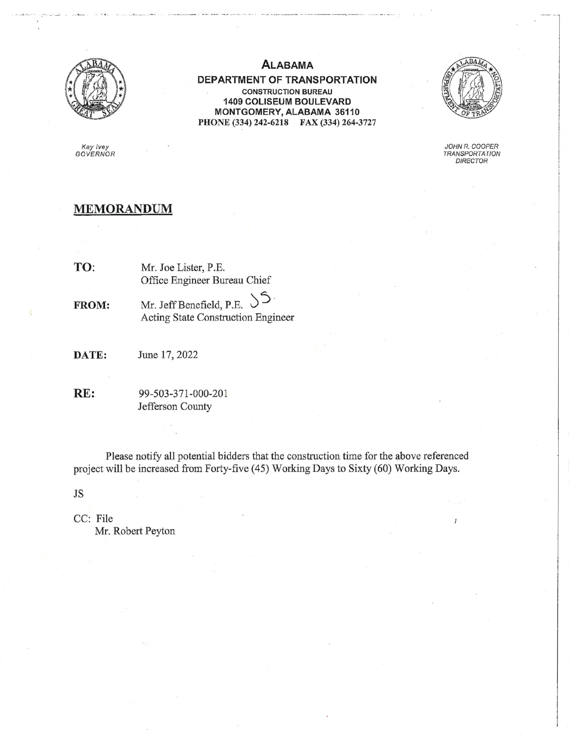**ALABAMA**
**DEPARTMENT OF TRANSPORTATION**
**CONSTRUCTION BUREAU**
**1409 COLISEUM BOULEVARD**
**MONTGOMERY, ALABAMA 36110**
**PHONE (334) 242-6218 FAX (334) 264-3727**

*Kay Ivey*
*GOVERNOR*

*JOHN R. COOPER*
*TRANSPORTATION*
*DIRECTOR*

## MEMORANDUM

**TO:** Mr. Joe Lister, P.E.
Office Engineer Bureau Chief

**FROM:** Mr. Jeff Benefield, P.E. JS
Acting State Construction Engineer

**DATE:** June 17, 2022

**RE:** 99-503-371-000-201
Jefferson County

Please notify all potential bidders that the construction time for the above referenced project will be increased from Forty-five (45) Working Days to Sixty (60) Working Days.

JS

CC: File
Mr. Robert Peyton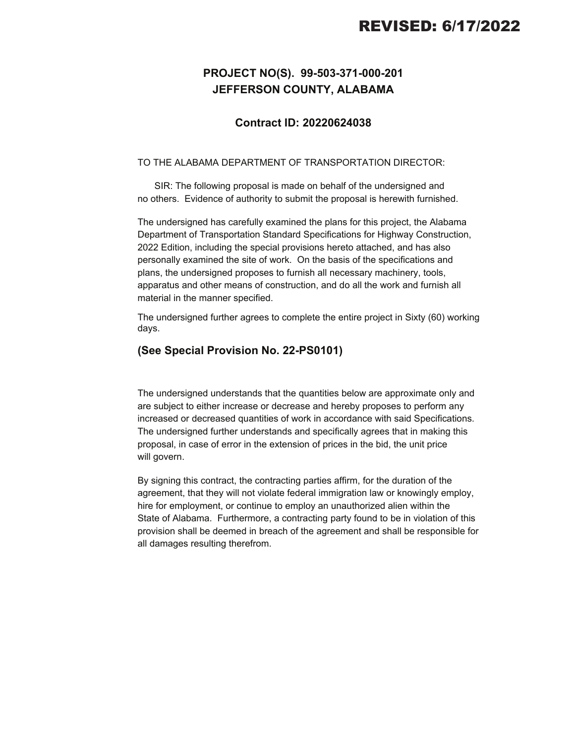# REVISED: 6/17/2022

**PROJECT NO(S). 99-503-371-000-201**
**JEFFERSON COUNTY, ALABAMA**

**Contract ID: 20220624038**

TO THE ALABAMA DEPARTMENT OF TRANSPORTATION DIRECTOR:

SIR: The following proposal is made on behalf of the undersigned and no others. Evidence of authority to submit the proposal is herewith furnished.

The undersigned has carefully examined the plans for this project, the Alabama Department of Transportation Standard Specifications for Highway Construction, 2022 Edition, including the special provisions hereto attached, and has also personally examined the site of work. On the basis of the specifications and plans, the undersigned proposes to furnish all necessary machinery, tools, apparatus and other means of construction, and do all the work and furnish all material in the manner specified.

The undersigned further agrees to complete the entire project in Sixty (60) working days.

### (See Special Provision No. 22-PS0101)

The undersigned understands that the quantities below are approximate only and are subject to either increase or decrease and hereby proposes to perform any increased or decreased quantities of work in accordance with said Specifications. The undersigned further understands and specifically agrees that in making this proposal, in case of error in the extension of prices in the bid, the unit price will govern.

By signing this contract, the contracting parties affirm, for the duration of the agreement, that they will not violate federal immigration law or knowingly employ, hire for employment, or continue to employ an unauthorized alien within the State of Alabama. Furthermore, a contracting party found to be in violation of this provision shall be deemed in breach of the agreement and shall be responsible for all damages resulting therefrom.